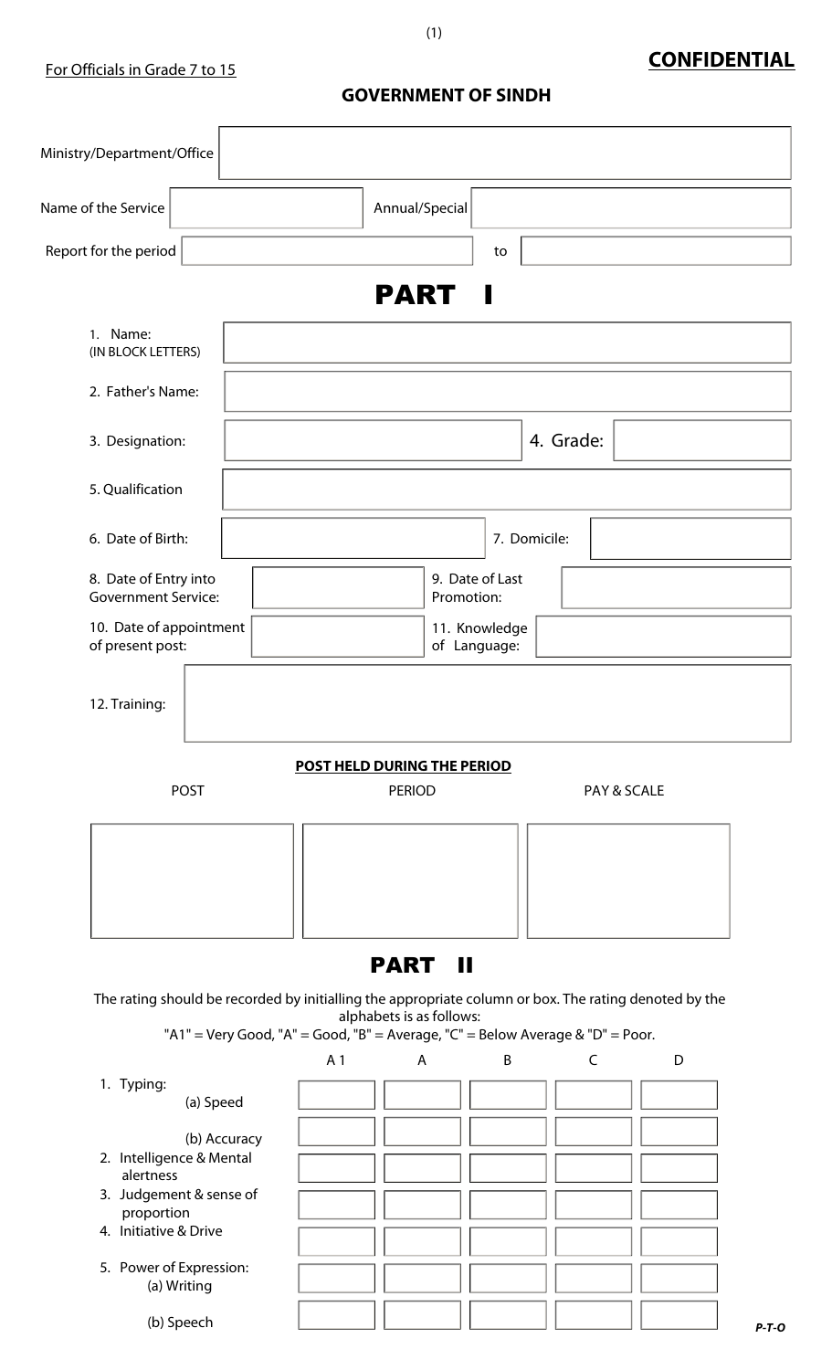For Officials in Grade 7 to 15

**CONFIDENTIAL**

## GOVERNMENT OF SINDH

Ministry/Department/Office

Name of the Service | Annual/Special

Report for the period | to

# PART I

1. Name: (IN BLOCK LETTERS)
2. Father's Name:
3. Designation:
4. Grade:
5. Qualification
6. Date of Birth:
7. Domicile:
8. Date of Entry into Government Service:
9. Date of Last Promotion:
10. Date of appointment of present post:
11. Knowledge of Language:
12. Training:

**POST HELD DURING THE PERIOD**

| POST | PERIOD | PAY & SCALE |
|---|---|---|
| | | |

# PART II

The rating should be recorded by initialling the appropriate column or box. The rating denoted by the alphabets is as follows:
"A1" = Very Good, "A" = Good, "B" = Average, "C" = Below Average & "D" = Poor.

| | A 1 | A | B | C | D |
|---|---|---|---|---|---|
| 1. Typing: (a) Speed | | | | | |
| (b) Accuracy | | | | | |
| 2. Intelligence & Mental alertness | | | | | |
| 3. Judgement & sense of proportion | | | | | |
| 4. Initiative & Drive | | | | | |
| 5. Power of Expression: (a) Writing | | | | | |
| (b) Speech | | | | | |

*P-T-O*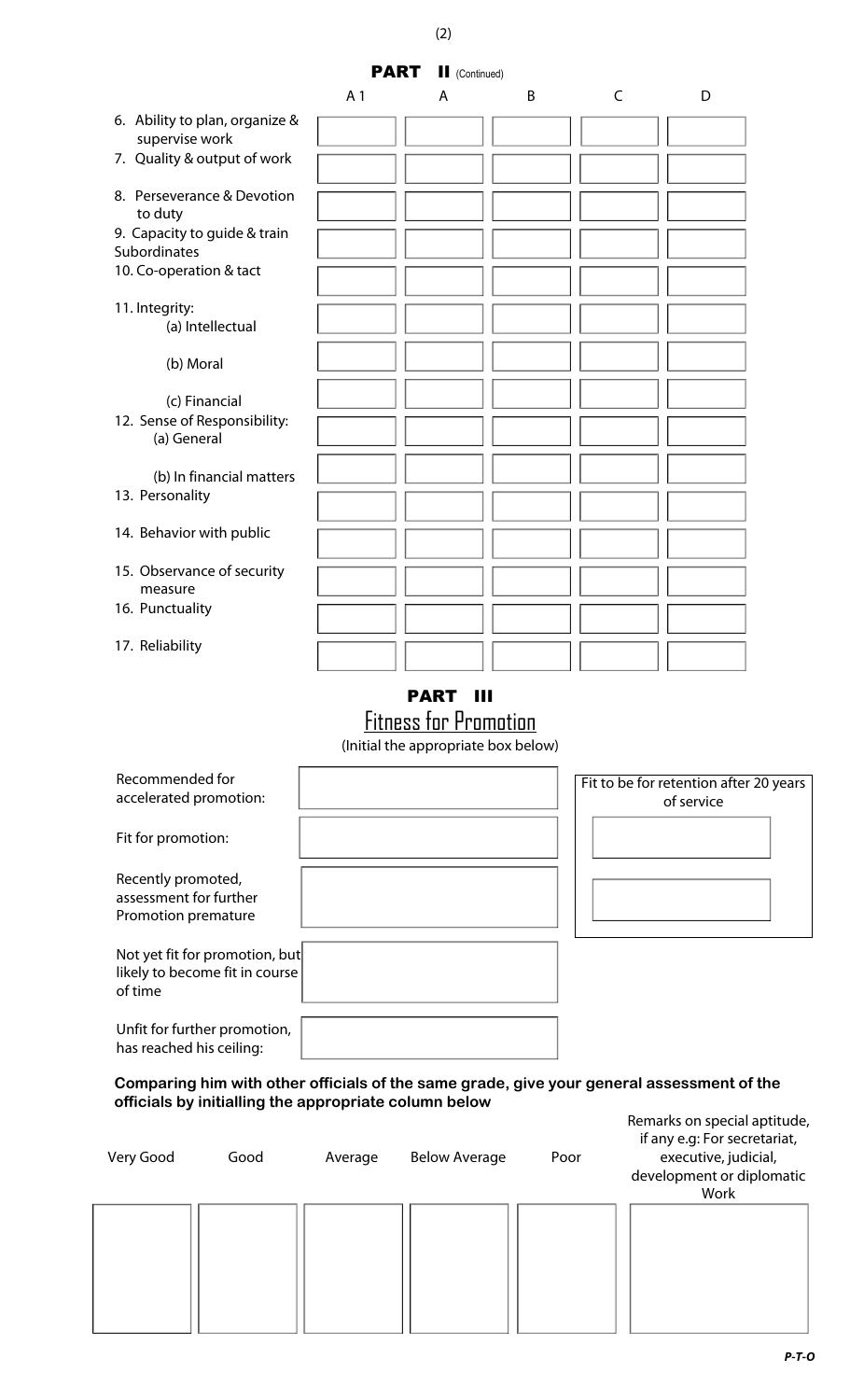## PART II (Continued)

| | A 1 | A | B | C | D |
|---|---|---|---|---|---|
| 6. Ability to plan, organize & supervise work | | | | | |
| 7. Quality & output of work | | | | | |
| 8. Perseverance & Devotion to duty | | | | | |
| 9. Capacity to guide & train Subordinates | | | | | |
| 10. Co-operation & tact | | | | | |
| 11. Integrity: (a) Intellectual | | | | | |
| (b) Moral | | | | | |
| (c) Financial | | | | | |
| 12. Sense of Responsibility: (a) General | | | | | |
| (b) In financial matters | | | | | |
| 13. Personality | | | | | |
| 14. Behavior with public | | | | | |
| 15. Observance of security measure | | | | | |
| 16. Punctuality | | | | | |
| 17. Reliability | | | | | |

## PART III

### Fitness for Promotion

(Initial the appropriate box below)

| | |
|---|---|
| Recommended for accelerated promotion: | |
| Fit for promotion: | |
| Recently promoted, assessment for further Promotion premature | |
| Not yet fit for promotion, but likely to become fit in course of time | |
| Unfit for further promotion, has reached his ceiling: | |

| Fit to be for retention after 20 years of service |
|---|
| |
| |

**Comparing him with other officials of the same grade, give your general assessment of the officials by initialling the appropriate column below**

| Very Good | Good | Average | Below Average | Poor | Remarks on special aptitude, if any e.g: For secretariat, executive, judicial, development or diplomatic Work |
|---|---|---|---|---|---|
| | | | | | |

*P-T-O*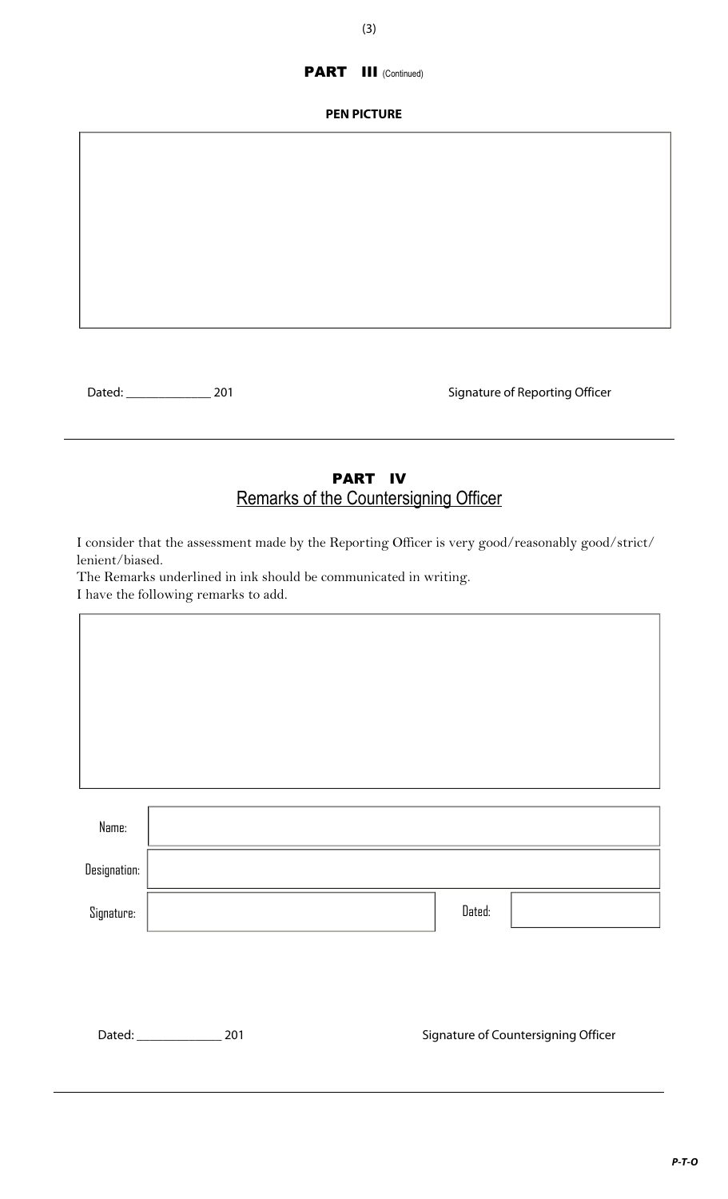## PART III (Continued)

**PEN PICTURE**

| |
|---|
| |

Dated: ____________ 201 &nbsp;&nbsp;&nbsp;&nbsp;&nbsp;&nbsp;&nbsp;&nbsp; Signature of Reporting Officer

---

## PART IV

## Remarks of the Countersigning Officer

I consider that the assessment made by the Reporting Officer is very good/reasonably good/strict/lenient/biased.

The Remarks underlined in ink should be communicated in writing.

I have the following remarks to add.

| |
|---|
| |

| | | | |
|---|---|---|---|
| Name: | | | |
| Designation: | | | |
| Signature: | | Dated: | |

Dated: ____________ 201 &nbsp;&nbsp;&nbsp;&nbsp;&nbsp;&nbsp;&nbsp;&nbsp; Signature of Countersigning Officer

---

***P-T-O***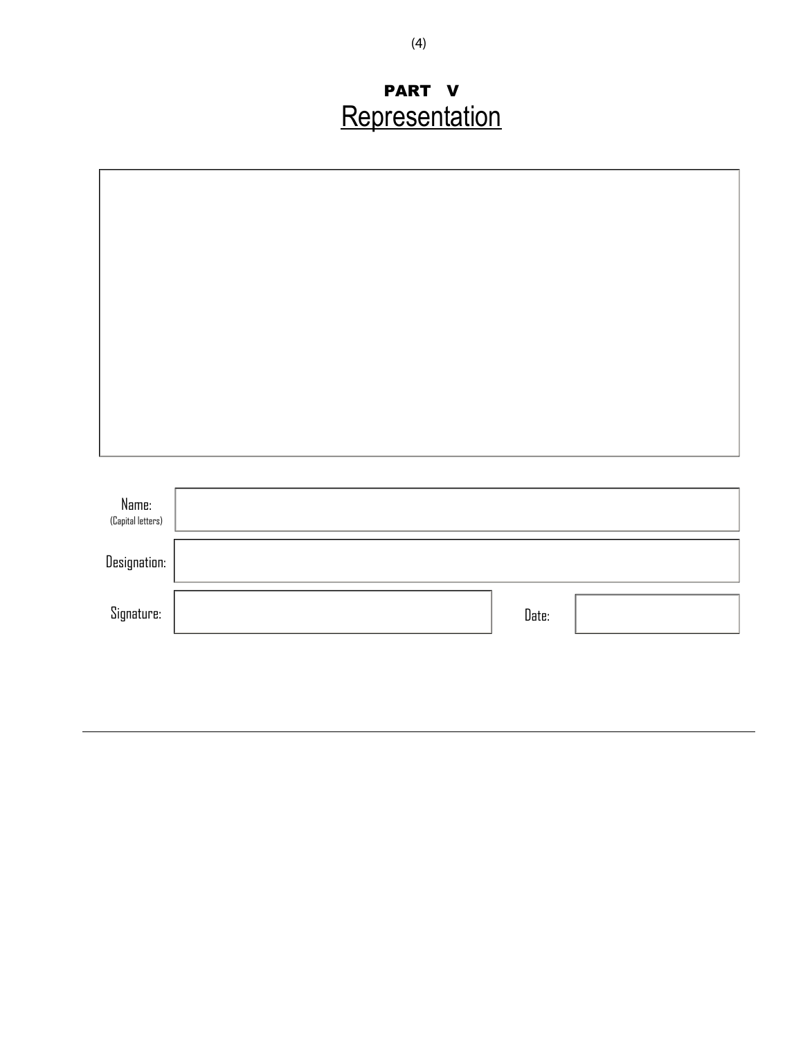# PART V

## Representation

| | |
|---|---|
| | |

| | | | |
|---|---|---|---|
| Name: (Capital letters) | | | |
| Designation: | | | |
| Signature: | | Date: | |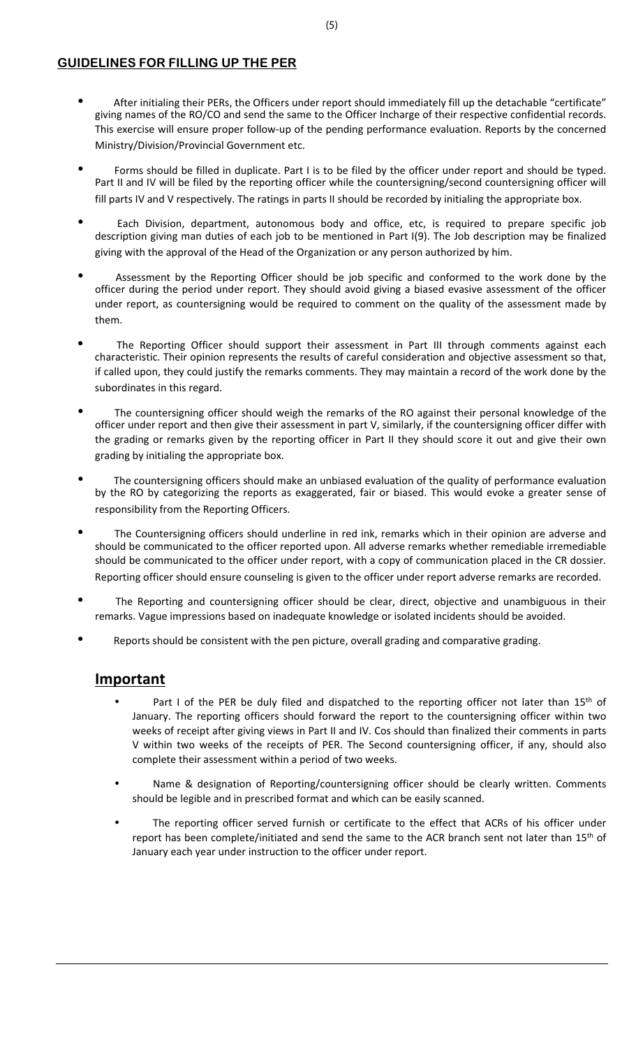## GUIDELINES FOR FILLING UP THE PER

- After initialing their PERs, the Officers under report should immediately fill up the detachable "certificate" giving names of the RO/CO and send the same to the Officer Incharge of their respective confidential records. This exercise will ensure proper follow-up of the pending performance evaluation. Reports by the concerned Ministry/Division/Provincial Government etc.
- Forms should be filled in duplicate. Part I is to be filed by the officer under report and should be typed. Part II and IV will be filed by the reporting officer while the countersigning/second countersigning officer will fill parts IV and V respectively. The ratings in parts II should be recorded by initialing the appropriate box.
- Each Division, department, autonomous body and office, etc, is required to prepare specific job description giving man duties of each job to be mentioned in Part I(9). The Job description may be finalized giving with the approval of the Head of the Organization or any person authorized by him.
- Assessment by the Reporting Officer should be job specific and conformed to the work done by the officer during the period under report. They should avoid giving a biased evasive assessment of the officer under report, as countersigning would be required to comment on the quality of the assessment made by them.
- The Reporting Officer should support their assessment in Part III through comments against each characteristic. Their opinion represents the results of careful consideration and objective assessment so that, if called upon, they could justify the remarks comments. They may maintain a record of the work done by the subordinates in this regard.
- The countersigning officer should weigh the remarks of the RO against their personal knowledge of the officer under report and then give their assessment in part V, similarly, if the countersigning officer differ with the grading or remarks given by the reporting officer in Part II they should score it out and give their own grading by initialing the appropriate box.
- The countersigning officers should make an unbiased evaluation of the quality of performance evaluation by the RO by categorizing the reports as exaggerated, fair or biased. This would evoke a greater sense of responsibility from the Reporting Officers.
- The Countersigning officers should underline in red ink, remarks which in their opinion are adverse and should be communicated to the officer reported upon. All adverse remarks whether remediable irremediable should be communicated to the officer under report, with a copy of communication placed in the CR dossier. Reporting officer should ensure counseling is given to the officer under report adverse remarks are recorded.
- The Reporting and countersigning officer should be clear, direct, objective and unambiguous in their remarks. Vague impressions based on inadequate knowledge or isolated incidents should be avoided.
- Reports should be consistent with the pen picture, overall grading and comparative grading.

## Important

- Part I of the PER be duly filed and dispatched to the reporting officer not later than 15th of January. The reporting officers should forward the report to the countersigning officer within two weeks of receipt after giving views in Part II and IV. Cos should than finalized their comments in parts V within two weeks of the receipts of PER. The Second countersigning officer, if any, should also complete their assessment within a period of two weeks.
- Name & designation of Reporting/countersigning officer should be clearly written. Comments should be legible and in prescribed format and which can be easily scanned.
- The reporting officer served furnish or certificate to the effect that ACRs of his officer under report has been complete/initiated and send the same to the ACR branch sent not later than 15th of January each year under instruction to the officer under report.